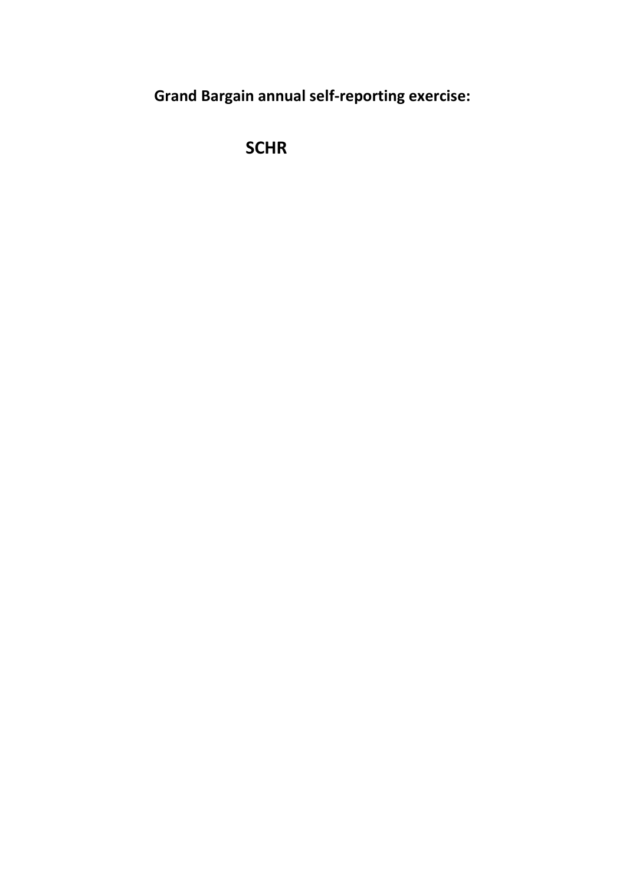# Grand Bargain annual self-reporting exercise:

# SCHR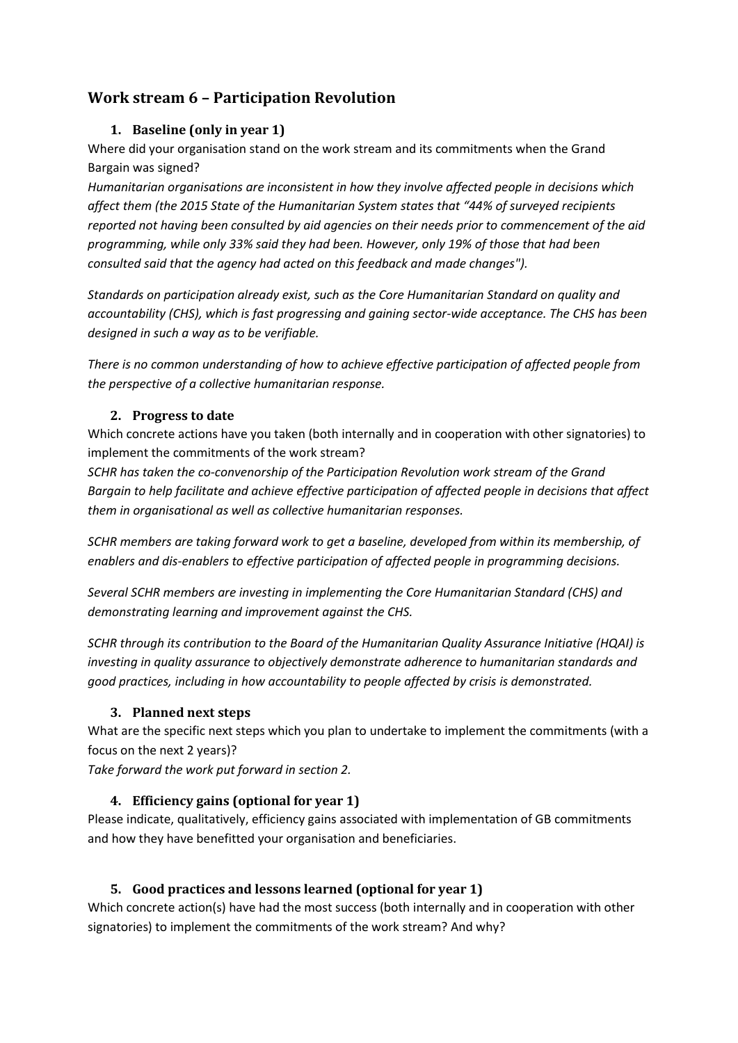## Work stream 6 – Participation Revolution

### 1. Baseline (only in year 1)

Where did your organisation stand on the work stream and its commitments when the Grand Bargain was signed?

*Humanitarian organisations are inconsistent in how they involve affected people in decisions which affect them (the 2015 State of the Humanitarian System states that "44% of surveyed recipients reported not having been consulted by aid agencies on their needs prior to commencement of the aid programming, while only 33% said they had been. However, only 19% of those that had been consulted said that the agency had acted on this feedback and made changes").*

*Standards on participation already exist, such as the Core Humanitarian Standard on quality and accountability (CHS), which is fast progressing and gaining sector-wide acceptance. The CHS has been designed in such a way as to be verifiable.*

*There is no common understanding of how to achieve effective participation of affected people from the perspective of a collective humanitarian response.*

### 2. Progress to date

Which concrete actions have you taken (both internally and in cooperation with other signatories) to implement the commitments of the work stream?

*SCHR has taken the co-convenorship of the Participation Revolution work stream of the Grand Bargain to help facilitate and achieve effective participation of affected people in decisions that affect them in organisational as well as collective humanitarian responses.*

*SCHR members are taking forward work to get a baseline, developed from within its membership, of enablers and dis-enablers to effective participation of affected people in programming decisions.*

*Several SCHR members are investing in implementing the Core Humanitarian Standard (CHS) and demonstrating learning and improvement against the CHS.*

*SCHR through its contribution to the Board of the Humanitarian Quality Assurance Initiative (HQAI) is investing in quality assurance to objectively demonstrate adherence to humanitarian standards and good practices, including in how accountability to people affected by crisis is demonstrated.*

### 3. Planned next steps

What are the specific next steps which you plan to undertake to implement the commitments (with a focus on the next 2 years)?

*Take forward the work put forward in section 2.*

### 4. Efficiency gains (optional for year 1)

Please indicate, qualitatively, efficiency gains associated with implementation of GB commitments and how they have benefitted your organisation and beneficiaries.

### 5. Good practices and lessons learned (optional for year 1)

Which concrete action(s) have had the most success (both internally and in cooperation with other signatories) to implement the commitments of the work stream? And why?